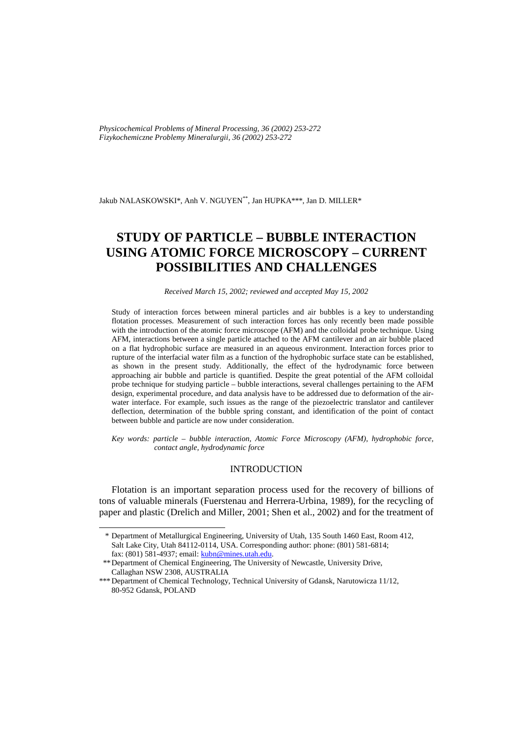Jakub NALASKOWSKI*, Anh V. NGUYEN**, Jan HUPKA***, Jan D. MILLER*

# STUDY OF PARTICLE – BUBBLE INTERACTION USING ATOMIC FORCE MICROSCOPY – CURRENT POSSIBILITIES AND CHALLENGES

*Received March 15, 2002; reviewed and accepted May 15, 2002*

Study of interaction forces between mineral particles and air bubbles is a key to understanding flotation processes. Measurement of such interaction forces has only recently been made possible with the introduction of the atomic force microscope (AFM) and the colloidal probe technique. Using AFM, interactions between a single particle attached to the AFM cantilever and an air bubble placed on a flat hydrophobic surface are measured in an aqueous environment. Interaction forces prior to rupture of the interfacial water film as a function of the hydrophobic surface state can be established, as shown in the present study. Additionally, the effect of the hydrodynamic force between approaching air bubble and particle is quantified. Despite the great potential of the AFM colloidal probe technique for studying particle – bubble interactions, several challenges pertaining to the AFM design, experimental procedure, and data analysis have to be addressed due to deformation of the air-water interface. For example, such issues as the range of the piezoelectric translator and cantilever deflection, determination of the bubble spring constant, and identification of the point of contact between bubble and particle are now under consideration.

*Key words: particle – bubble interaction, Atomic Force Microscopy (AFM), hydrophobic force, contact angle, hydrodynamic force*

## INTRODUCTION

Flotation is an important separation process used for the recovery of billions of tons of valuable minerals (Fuerstenau and Herrera-Urbina, 1989), for the recycling of paper and plastic (Drelich and Miller, 2001; Shen et al., 2002) and for the treatment of

---

\* Department of Metallurgical Engineering, University of Utah, 135 South 1460 East, Room 412, Salt Lake City, Utah 84112-0114, USA. Corresponding author: phone: (801) 581-6814; fax: (801) 581-4937; email: kubn@mines.utah.edu.

\*\* Department of Chemical Engineering, The University of Newcastle, University Drive, Callaghan NSW 2308, AUSTRALIA

\*\*\* Department of Chemical Technology, Technical University of Gdansk, Narutowicza 11/12, 80-952 Gdansk, POLAND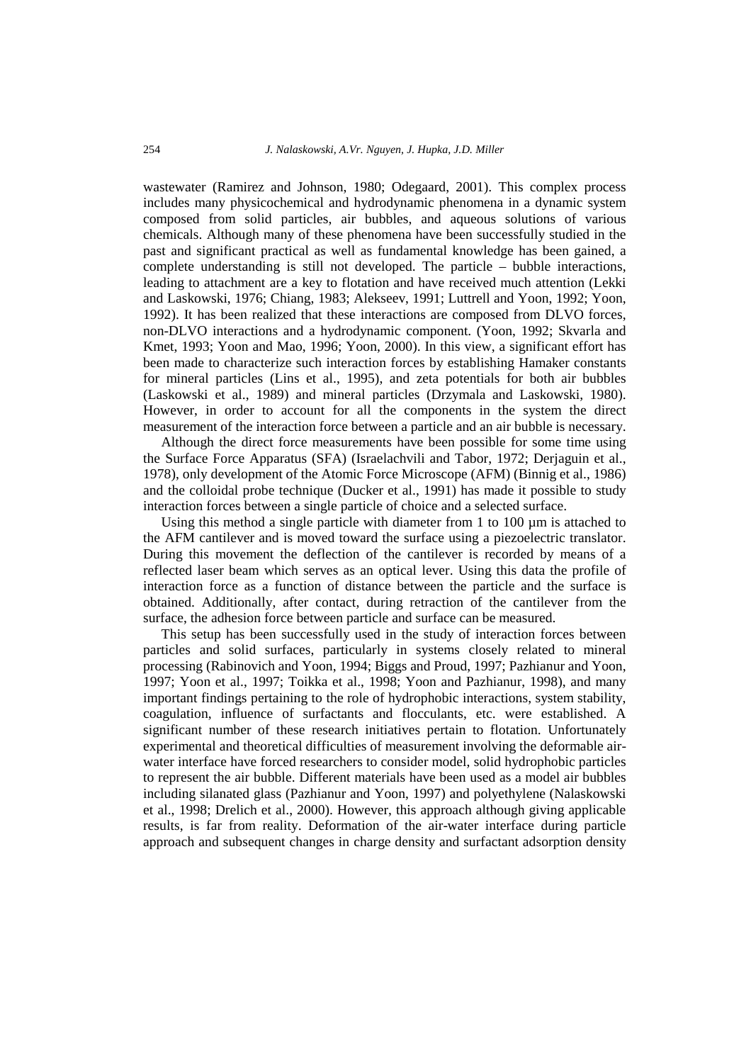wastewater (Ramirez and Johnson, 1980; Odegaard, 2001). This complex process includes many physicochemical and hydrodynamic phenomena in a dynamic system composed from solid particles, air bubbles, and aqueous solutions of various chemicals. Although many of these phenomena have been successfully studied in the past and significant practical as well as fundamental knowledge has been gained, a complete understanding is still not developed. The particle – bubble interactions, leading to attachment are a key to flotation and have received much attention (Lekki and Laskowski, 1976; Chiang, 1983; Alekseev, 1991; Luttrell and Yoon, 1992; Yoon, 1992). It has been realized that these interactions are composed from DLVO forces, non-DLVO interactions and a hydrodynamic component. (Yoon, 1992; Skvarla and Kmet, 1993; Yoon and Mao, 1996; Yoon, 2000). In this view, a significant effort has been made to characterize such interaction forces by establishing Hamaker constants for mineral particles (Lins et al., 1995), and zeta potentials for both air bubbles (Laskowski et al., 1989) and mineral particles (Drzymala and Laskowski, 1980). However, in order to account for all the components in the system the direct measurement of the interaction force between a particle and an air bubble is necessary.

Although the direct force measurements have been possible for some time using the Surface Force Apparatus (SFA) (Israelachvili and Tabor, 1972; Derjaguin et al., 1978), only development of the Atomic Force Microscope (AFM) (Binnig et al., 1986) and the colloidal probe technique (Ducker et al., 1991) has made it possible to study interaction forces between a single particle of choice and a selected surface.

Using this method a single particle with diameter from 1 to 100 µm is attached to the AFM cantilever and is moved toward the surface using a piezoelectric translator. During this movement the deflection of the cantilever is recorded by means of a reflected laser beam which serves as an optical lever. Using this data the profile of interaction force as a function of distance between the particle and the surface is obtained. Additionally, after contact, during retraction of the cantilever from the surface, the adhesion force between particle and surface can be measured.

This setup has been successfully used in the study of interaction forces between particles and solid surfaces, particularly in systems closely related to mineral processing (Rabinovich and Yoon, 1994; Biggs and Proud, 1997; Pazhianur and Yoon, 1997; Yoon et al., 1997; Toikka et al., 1998; Yoon and Pazhianur, 1998), and many important findings pertaining to the role of hydrophobic interactions, system stability, coagulation, influence of surfactants and flocculants, etc. were established. A significant number of these research initiatives pertain to flotation. Unfortunately experimental and theoretical difficulties of measurement involving the deformable air-water interface have forced researchers to consider model, solid hydrophobic particles to represent the air bubble. Different materials have been used as a model air bubbles including silanated glass (Pazhianur and Yoon, 1997) and polyethylene (Nalaskowski et al., 1998; Drelich et al., 2000). However, this approach although giving applicable results, is far from reality. Deformation of the air-water interface during particle approach and subsequent changes in charge density and surfactant adsorption density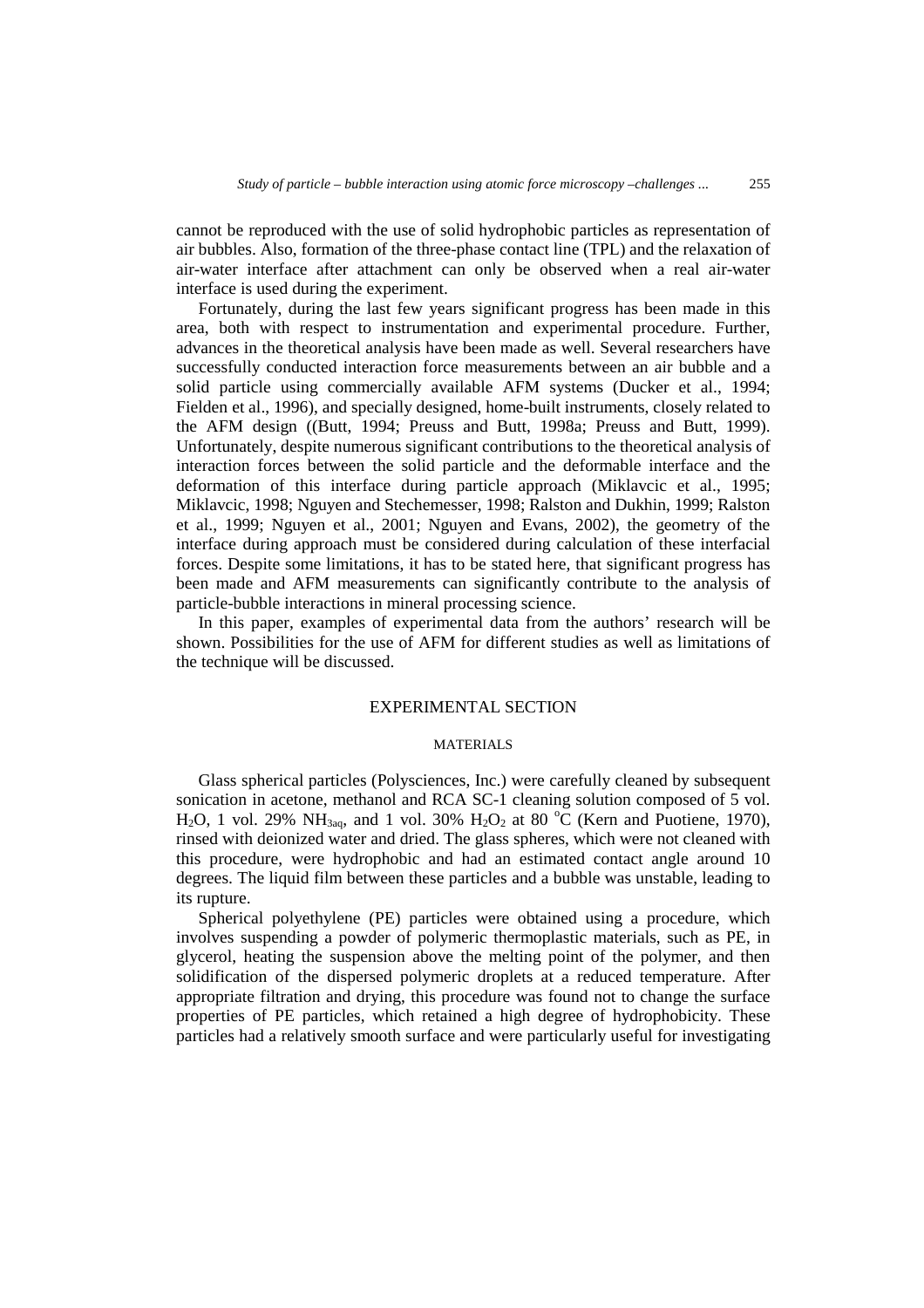cannot be reproduced with the use of solid hydrophobic particles as representation of air bubbles. Also, formation of the three-phase contact line (TPL) and the relaxation of air-water interface after attachment can only be observed when a real air-water interface is used during the experiment.

Fortunately, during the last few years significant progress has been made in this area, both with respect to instrumentation and experimental procedure. Further, advances in the theoretical analysis have been made as well. Several researchers have successfully conducted interaction force measurements between an air bubble and a solid particle using commercially available AFM systems (Ducker et al., 1994; Fielden et al., 1996), and specially designed, home-built instruments, closely related to the AFM design ((Butt, 1994; Preuss and Butt, 1998a; Preuss and Butt, 1999). Unfortunately, despite numerous significant contributions to the theoretical analysis of interaction forces between the solid particle and the deformable interface and the deformation of this interface during particle approach (Miklavcic et al., 1995; Miklavcic, 1998; Nguyen and Stechemesser, 1998; Ralston and Dukhin, 1999; Ralston et al., 1999; Nguyen et al., 2001; Nguyen and Evans, 2002), the geometry of the interface during approach must be considered during calculation of these interfacial forces. Despite some limitations, it has to be stated here, that significant progress has been made and AFM measurements can significantly contribute to the analysis of particle-bubble interactions in mineral processing science.

In this paper, examples of experimental data from the authors' research will be shown. Possibilities for the use of AFM for different studies as well as limitations of the technique will be discussed.

## EXPERIMENTAL SECTION

### MATERIALS

Glass spherical particles (Polysciences, Inc.) were carefully cleaned by subsequent sonication in acetone, methanol and RCA SC-1 cleaning solution composed of 5 vol. $H_2O$, 1 vol. 29% $NH_{3aq}$, and 1 vol. 30% $H_2O_2$ at 80 °C (Kern and Puotiene, 1970), rinsed with deionized water and dried. The glass spheres, which were not cleaned with this procedure, were hydrophobic and had an estimated contact angle around 10 degrees. The liquid film between these particles and a bubble was unstable, leading to its rupture.

Spherical polyethylene (PE) particles were obtained using a procedure, which involves suspending a powder of polymeric thermoplastic materials, such as PE, in glycerol, heating the suspension above the melting point of the polymer, and then solidification of the dispersed polymeric droplets at a reduced temperature. After appropriate filtration and drying, this procedure was found not to change the surface properties of PE particles, which retained a high degree of hydrophobicity. These particles had a relatively smooth surface and were particularly useful for investigating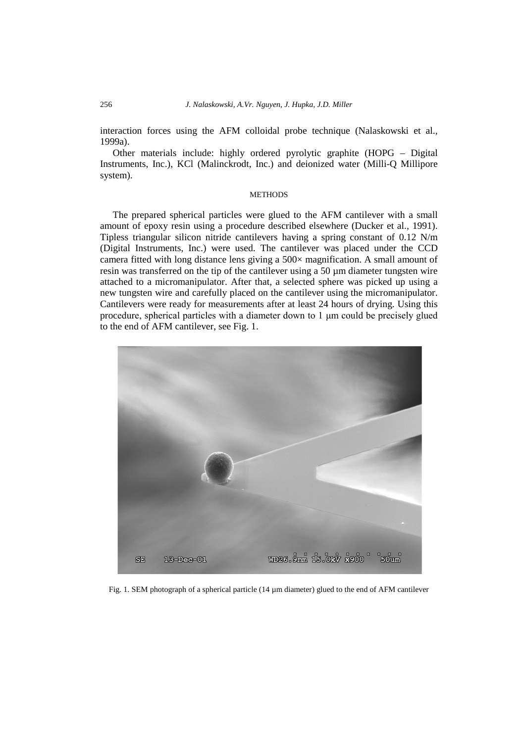interaction forces using the AFM colloidal probe technique (Nalaskowski et al., 1999a).

Other materials include: highly ordered pyrolytic graphite (HOPG – Digital Instruments, Inc.), KCl (Malinckrodt, Inc.) and deionized water (Milli-Q Millipore system).

## METHODS

The prepared spherical particles were glued to the AFM cantilever with a small amount of epoxy resin using a procedure described elsewhere (Ducker et al., 1991). Tipless triangular silicon nitride cantilevers having a spring constant of 0.12 N/m (Digital Instruments, Inc.) were used. The cantilever was placed under the CCD camera fitted with long distance lens giving a 500× magnification. A small amount of resin was transferred on the tip of the cantilever using a 50 µm diameter tungsten wire attached to a micromanipulator. After that, a selected sphere was picked up using a new tungsten wire and carefully placed on the cantilever using the micromanipulator. Cantilevers were ready for measurements after at least 24 hours of drying. Using this procedure, spherical particles with a diameter down to 1 µm could be precisely glued to the end of AFM cantilever, see Fig. 1.

Fig. 1. SEM photograph of a spherical particle (14 µm diameter) glued to the end of AFM cantilever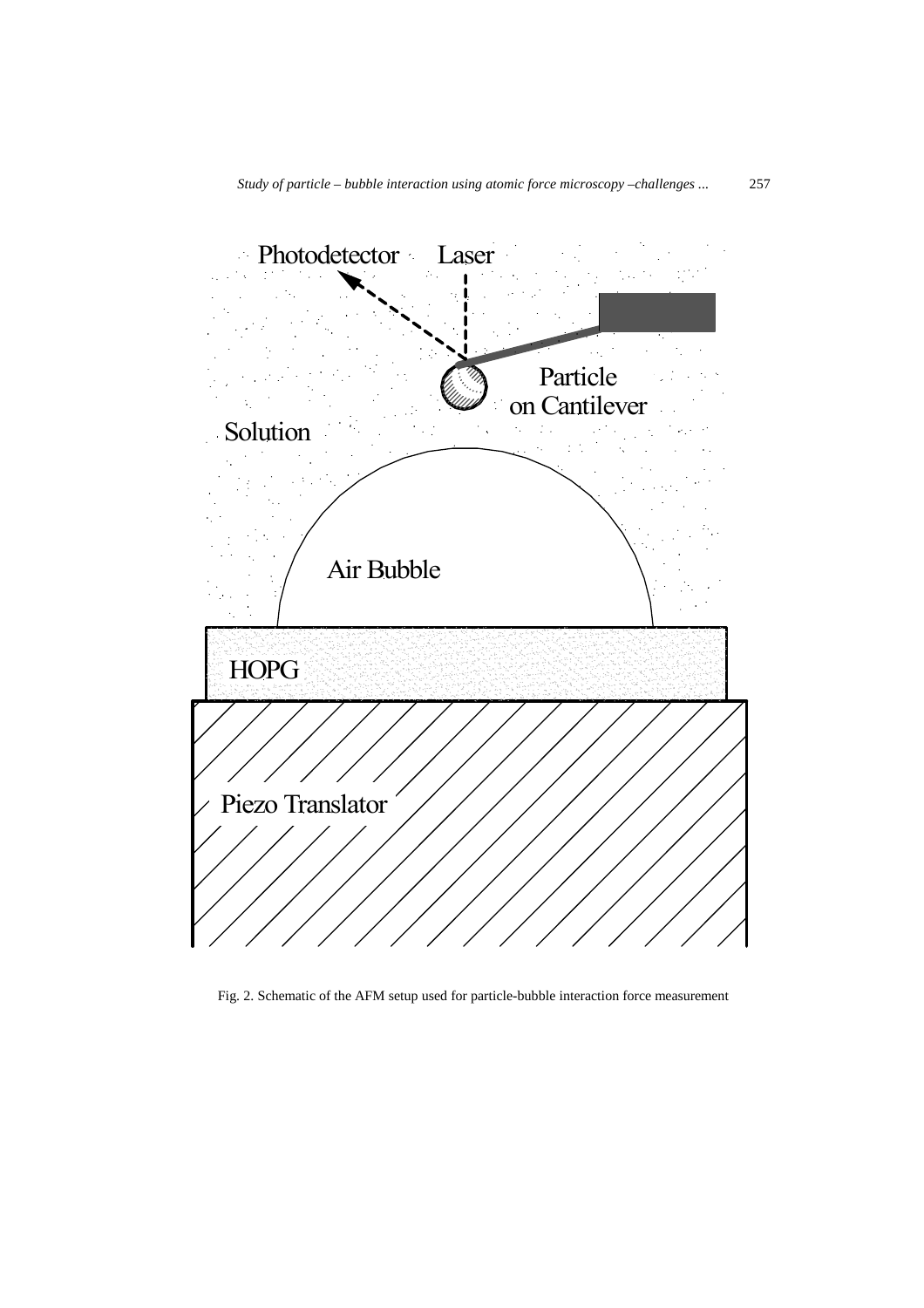Fig. 2. Schematic of the AFM setup used for particle-bubble interaction force measurement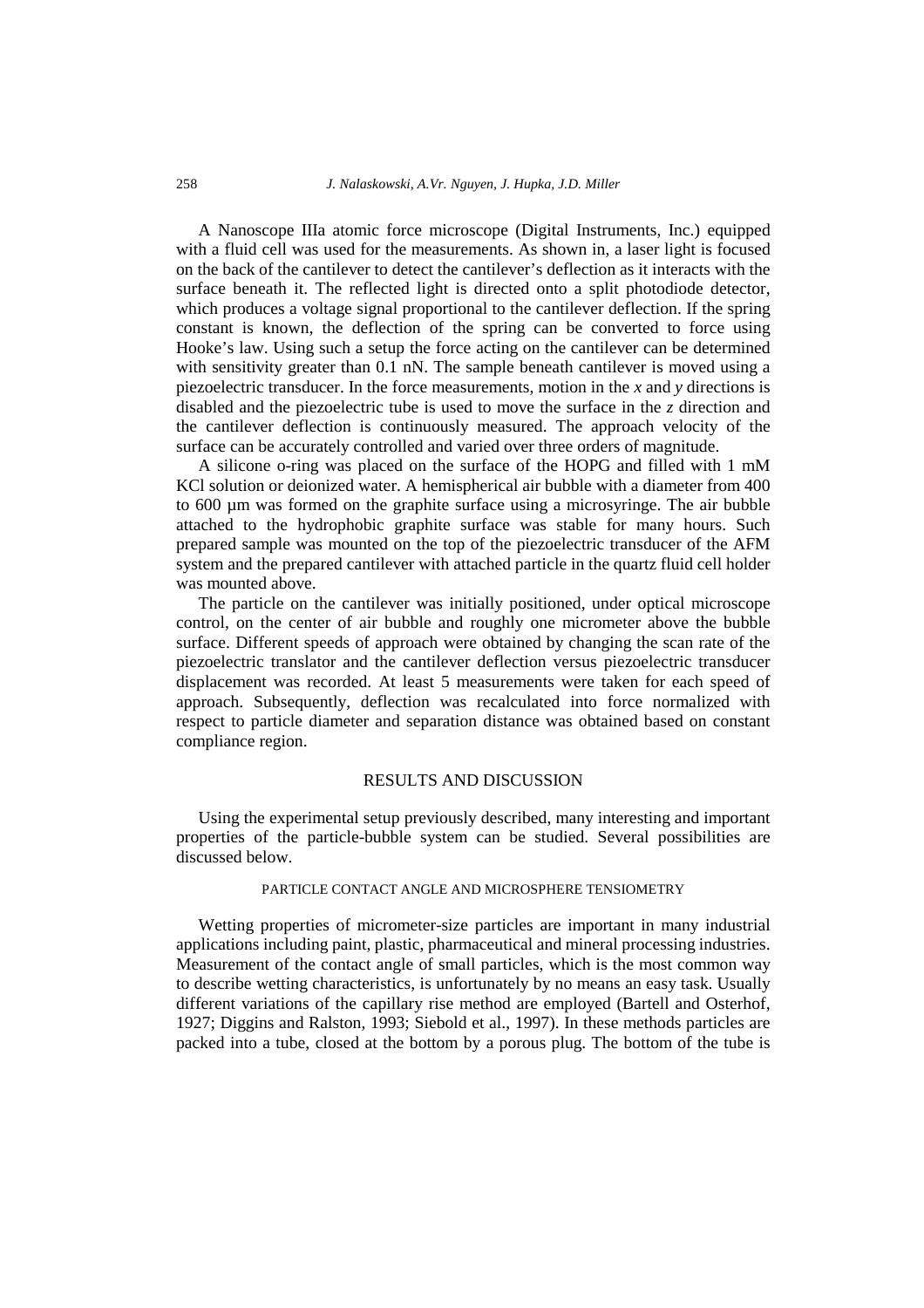A Nanoscope IIIa atomic force microscope (Digital Instruments, Inc.) equipped with a fluid cell was used for the measurements. As shown in, a laser light is focused on the back of the cantilever to detect the cantilever's deflection as it interacts with the surface beneath it. The reflected light is directed onto a split photodiode detector, which produces a voltage signal proportional to the cantilever deflection. If the spring constant is known, the deflection of the spring can be converted to force using Hooke's law. Using such a setup the force acting on the cantilever can be determined with sensitivity greater than 0.1 nN. The sample beneath cantilever is moved using a piezoelectric transducer. In the force measurements, motion in the $x$ and $y$ directions is disabled and the piezoelectric tube is used to move the surface in the $z$ direction and the cantilever deflection is continuously measured. The approach velocity of the surface can be accurately controlled and varied over three orders of magnitude.

A silicone o-ring was placed on the surface of the HOPG and filled with 1 mM KCl solution or deionized water. A hemispherical air bubble with a diameter from 400 to 600 µm was formed on the graphite surface using a microsyringe. The air bubble attached to the hydrophobic graphite surface was stable for many hours. Such prepared sample was mounted on the top of the piezoelectric transducer of the AFM system and the prepared cantilever with attached particle in the quartz fluid cell holder was mounted above.

The particle on the cantilever was initially positioned, under optical microscope control, on the center of air bubble and roughly one micrometer above the bubble surface. Different speeds of approach were obtained by changing the scan rate of the piezoelectric translator and the cantilever deflection versus piezoelectric transducer displacement was recorded. At least 5 measurements were taken for each speed of approach. Subsequently, deflection was recalculated into force normalized with respect to particle diameter and separation distance was obtained based on constant compliance region.

## RESULTS AND DISCUSSION

Using the experimental setup previously described, many interesting and important properties of the particle-bubble system can be studied. Several possibilities are discussed below.

### PARTICLE CONTACT ANGLE AND MICROSPHERE TENSIOMETRY

Wetting properties of micrometer-size particles are important in many industrial applications including paint, plastic, pharmaceutical and mineral processing industries. Measurement of the contact angle of small particles, which is the most common way to describe wetting characteristics, is unfortunately by no means an easy task. Usually different variations of the capillary rise method are employed (Bartell and Osterhof, 1927; Diggins and Ralston, 1993; Siebold et al., 1997). In these methods particles are packed into a tube, closed at the bottom by a porous plug. The bottom of the tube is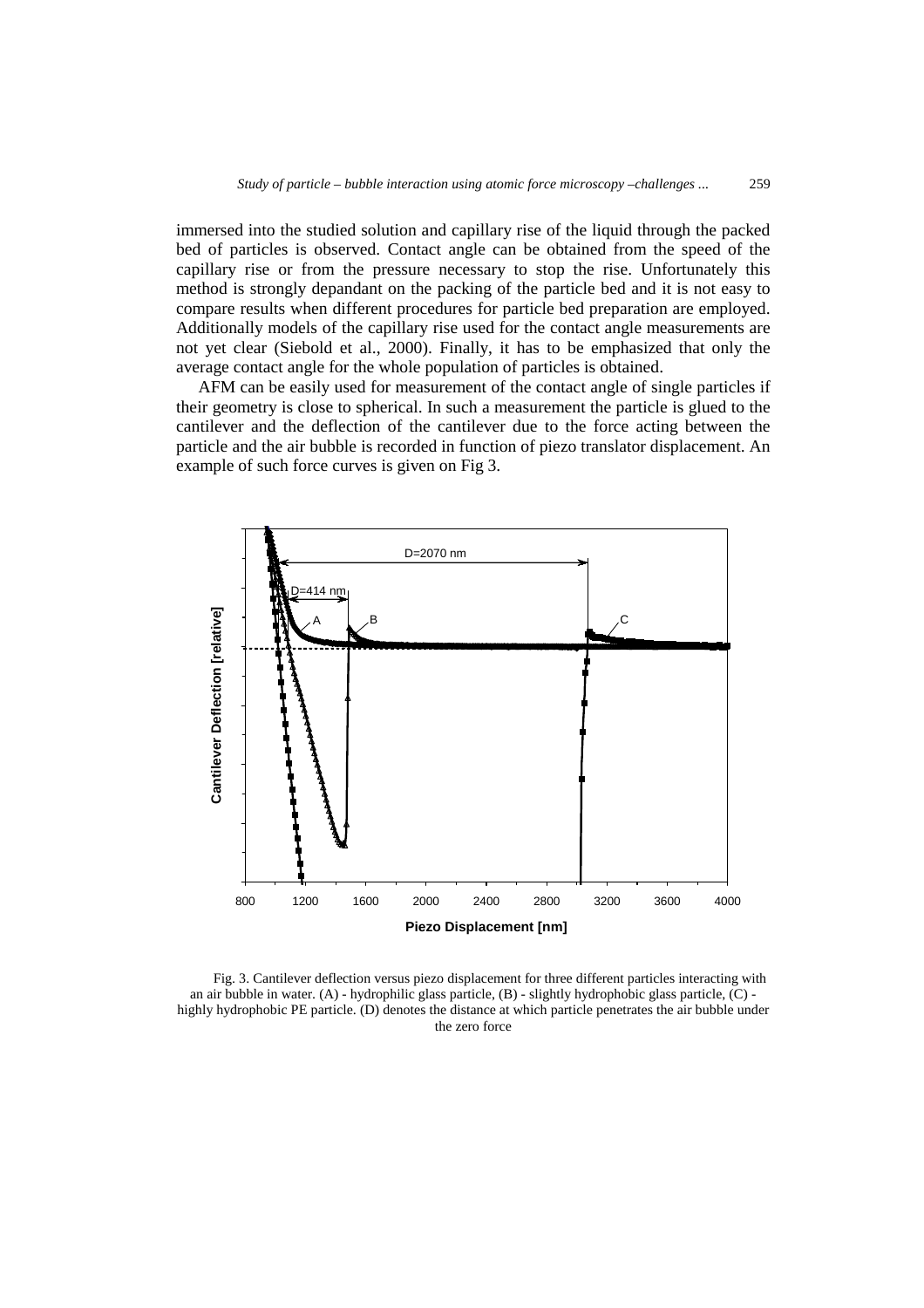immersed into the studied solution and capillary rise of the liquid through the packed bed of particles is observed. Contact angle can be obtained from the speed of the capillary rise or from the pressure necessary to stop the rise. Unfortunately this method is strongly depandant on the packing of the particle bed and it is not easy to compare results when different procedures for particle bed preparation are employed. Additionally models of the capillary rise used for the contact angle measurements are not yet clear (Siebold et al., 2000). Finally, it has to be emphasized that only the average contact angle for the whole population of particles is obtained.

AFM can be easily used for measurement of the contact angle of single particles if their geometry is close to spherical. In such a measurement the particle is glued to the cantilever and the deflection of the cantilever due to the force acting between the particle and the air bubble is recorded in function of piezo translator displacement. An example of such force curves is given on Fig 3.

Fig. 3. Cantilever deflection versus piezo displacement for three different particles interacting with an air bubble in water. (A) - hydrophilic glass particle, (B) - slightly hydrophobic glass particle, (C) - highly hydrophobic PE particle. (D) denotes the distance at which particle penetrates the air bubble under the zero force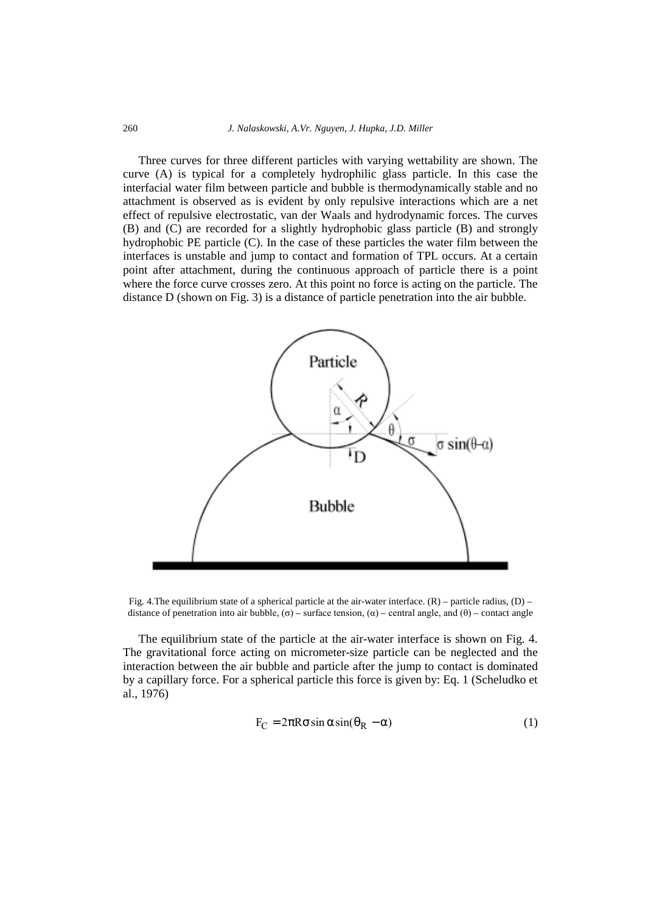Three curves for three different particles with varying wettability are shown. The curve (A) is typical for a completely hydrophilic glass particle. In this case the interfacial water film between particle and bubble is thermodynamically stable and no attachment is observed as is evident by only repulsive interactions which are a net effect of repulsive electrostatic, van der Waals and hydrodynamic forces. The curves (B) and (C) are recorded for a slightly hydrophobic glass particle (B) and strongly hydrophobic PE particle (C). In the case of these particles the water film between the interfaces is unstable and jump to contact and formation of TPL occurs. At a certain point after attachment, during the continuous approach of particle there is a point where the force curve crosses zero. At this point no force is acting on the particle. The distance D (shown on Fig. 3) is a distance of particle penetration into the air bubble.

Fig. 4.The equilibrium state of a spherical particle at the air-water interface. (R) – particle radius, (D) – distance of penetration into air bubble, ($\sigma$) – surface tension, ($\alpha$) – central angle, and ($\theta$) – contact angle

The equilibrium state of the particle at the air-water interface is shown on Fig. 4. The gravitational force acting on micrometer-size particle can be neglected and the interaction between the air bubble and particle after the jump to contact is dominated by a capillary force. For a spherical particle this force is given by: Eq. 1 (Scheludko et al., 1976)

$$F_C = 2\pi R\sigma \sin\alpha \sin(\theta_R - \alpha) \quad (1)$$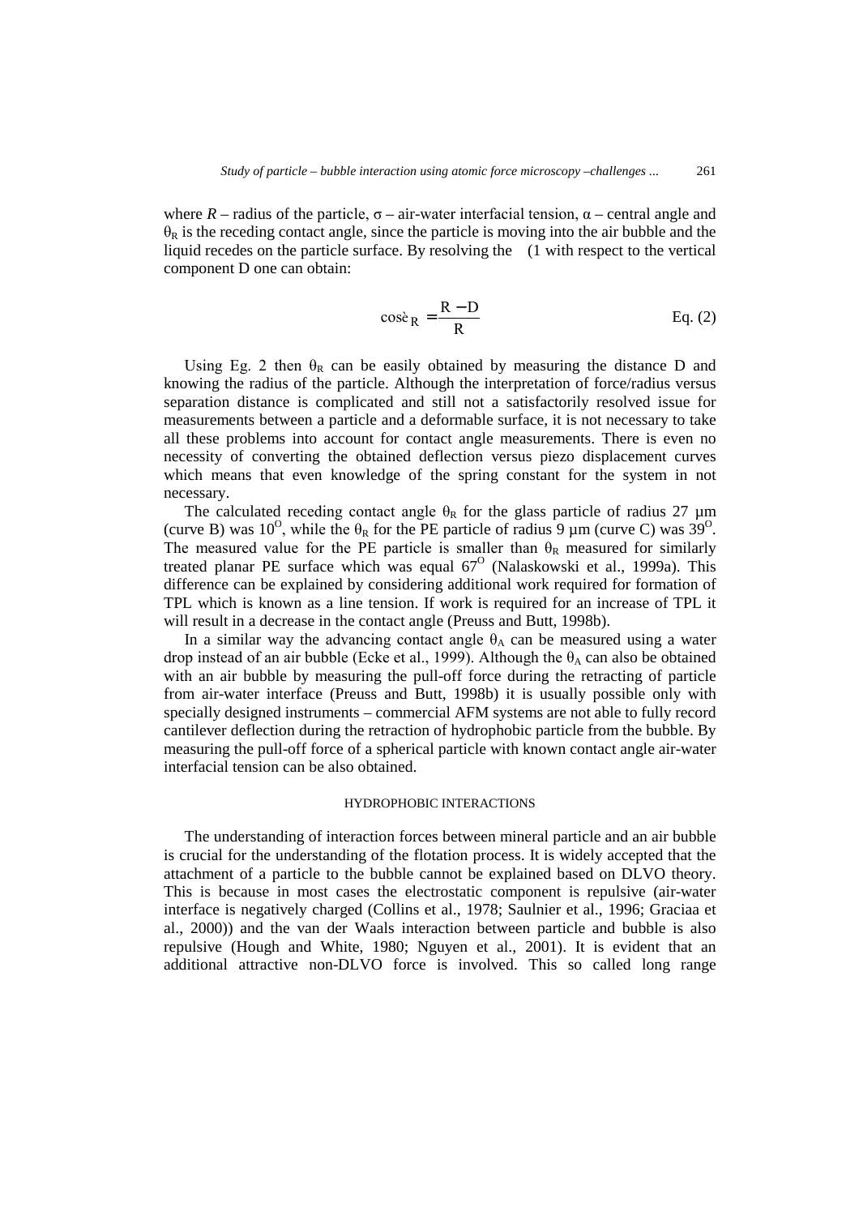where $R$ – radius of the particle, $\sigma$ – air-water interfacial tension, $\alpha$ – central angle and $\theta_R$ is the receding contact angle, since the particle is moving into the air bubble and the liquid recedes on the particle surface. By resolving the (1 with respect to the vertical component D one can obtain:

$$\cos\theta_R = \frac{R - D}{R} \qquad \text{Eq. (2)}$$

Using Eg. 2 then $\theta_R$ can be easily obtained by measuring the distance D and knowing the radius of the particle. Although the interpretation of force/radius versus separation distance is complicated and still not a satisfactorily resolved issue for measurements between a particle and a deformable surface, it is not necessary to take all these problems into account for contact angle measurements. There is even no necessity of converting the obtained deflection versus piezo displacement curves which means that even knowledge of the spring constant for the system in not necessary.

The calculated receding contact angle $\theta_R$ for the glass particle of radius 27 µm (curve B) was $10^O$, while the $\theta_R$ for the PE particle of radius 9 µm (curve C) was $39^O$. The measured value for the PE particle is smaller than $\theta_R$ measured for similarly treated planar PE surface which was equal $67^O$ (Nalaskowski et al., 1999a). This difference can be explained by considering additional work required for formation of TPL which is known as a line tension. If work is required for an increase of TPL it will result in a decrease in the contact angle (Preuss and Butt, 1998b).

In a similar way the advancing contact angle $\theta_A$ can be measured using a water drop instead of an air bubble (Ecke et al., 1999). Although the $\theta_A$ can also be obtained with an air bubble by measuring the pull-off force during the retracting of particle from air-water interface (Preuss and Butt, 1998b) it is usually possible only with specially designed instruments – commercial AFM systems are not able to fully record cantilever deflection during the retraction of hydrophobic particle from the bubble. By measuring the pull-off force of a spherical particle with known contact angle air-water interfacial tension can be also obtained.

## HYDROPHOBIC INTERACTIONS

The understanding of interaction forces between mineral particle and an air bubble is crucial for the understanding of the flotation process. It is widely accepted that the attachment of a particle to the bubble cannot be explained based on DLVO theory. This is because in most cases the electrostatic component is repulsive (air-water interface is negatively charged (Collins et al., 1978; Saulnier et al., 1996; Graciaa et al., 2000)) and the van der Waals interaction between particle and bubble is also repulsive (Hough and White, 1980; Nguyen et al., 2001). It is evident that an additional attractive non-DLVO force is involved. This so called long range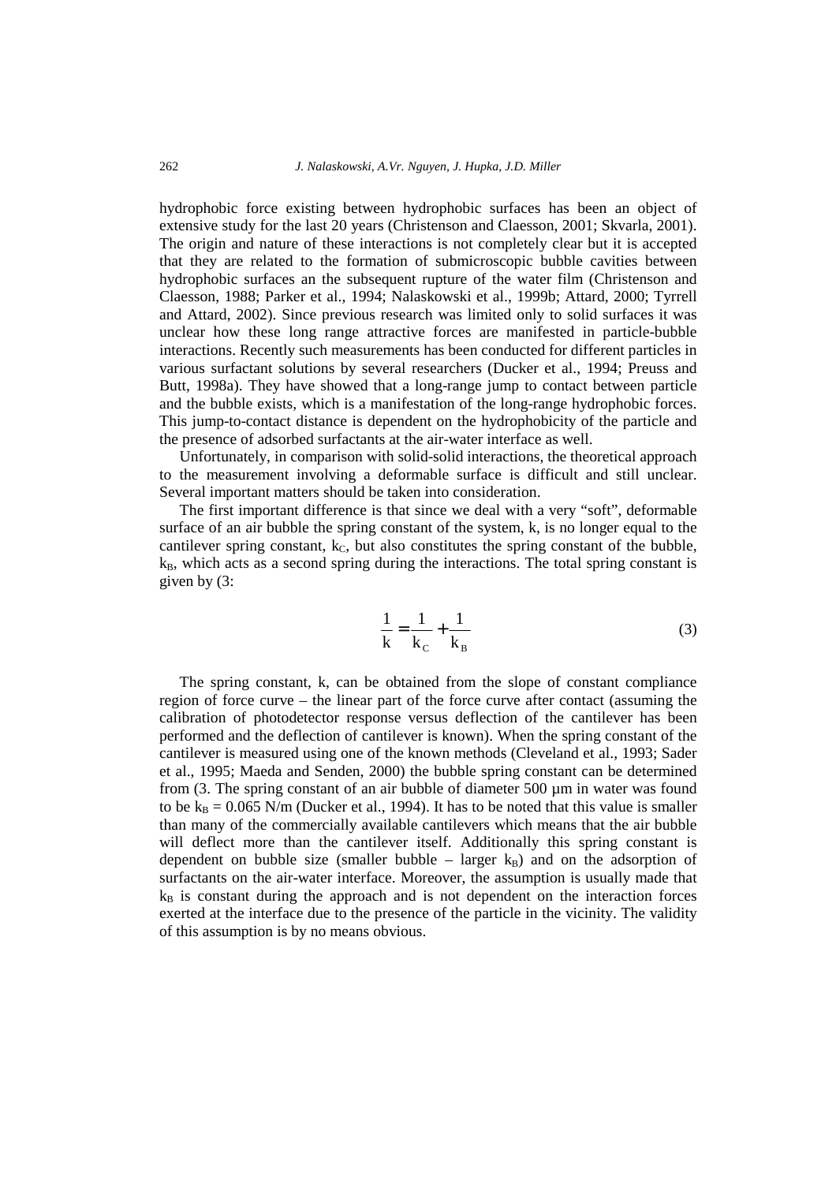hydrophobic force existing between hydrophobic surfaces has been an object of extensive study for the last 20 years (Christenson and Claesson, 2001; Skvarla, 2001). The origin and nature of these interactions is not completely clear but it is accepted that they are related to the formation of submicroscopic bubble cavities between hydrophobic surfaces an the subsequent rupture of the water film (Christenson and Claesson, 1988; Parker et al., 1994; Nalaskowski et al., 1999b; Attard, 2000; Tyrrell and Attard, 2002). Since previous research was limited only to solid surfaces it was unclear how these long range attractive forces are manifested in particle-bubble interactions. Recently such measurements has been conducted for different particles in various surfactant solutions by several researchers (Ducker et al., 1994; Preuss and Butt, 1998a). They have showed that a long-range jump to contact between particle and the bubble exists, which is a manifestation of the long-range hydrophobic forces. This jump-to-contact distance is dependent on the hydrophobicity of the particle and the presence of adsorbed surfactants at the air-water interface as well.

Unfortunately, in comparison with solid-solid interactions, the theoretical approach to the measurement involving a deformable surface is difficult and still unclear. Several important matters should be taken into consideration.

The first important difference is that since we deal with a very "soft", deformable surface of an air bubble the spring constant of the system, k, is no longer equal to the cantilever spring constant, $k_C$, but also constitutes the spring constant of the bubble, $k_B$, which acts as a second spring during the interactions. The total spring constant is given by (3:

$$\frac{1}{k} = \frac{1}{k_C} + \frac{1}{k_B} \tag{3}$$

The spring constant, k, can be obtained from the slope of constant compliance region of force curve – the linear part of the force curve after contact (assuming the calibration of photodetector response versus deflection of the cantilever has been performed and the deflection of cantilever is known). When the spring constant of the cantilever is measured using one of the known methods (Cleveland et al., 1993; Sader et al., 1995; Maeda and Senden, 2000) the bubble spring constant can be determined from (3. The spring constant of an air bubble of diameter 500 µm in water was found to be $k_B = 0.065$ N/m (Ducker et al., 1994). It has to be noted that this value is smaller than many of the commercially available cantilevers which means that the air bubble will deflect more than the cantilever itself. Additionally this spring constant is dependent on bubble size (smaller bubble – larger $k_B$) and on the adsorption of surfactants on the air-water interface. Moreover, the assumption is usually made that $k_B$ is constant during the approach and is not dependent on the interaction forces exerted at the interface due to the presence of the particle in the vicinity. The validity of this assumption is by no means obvious.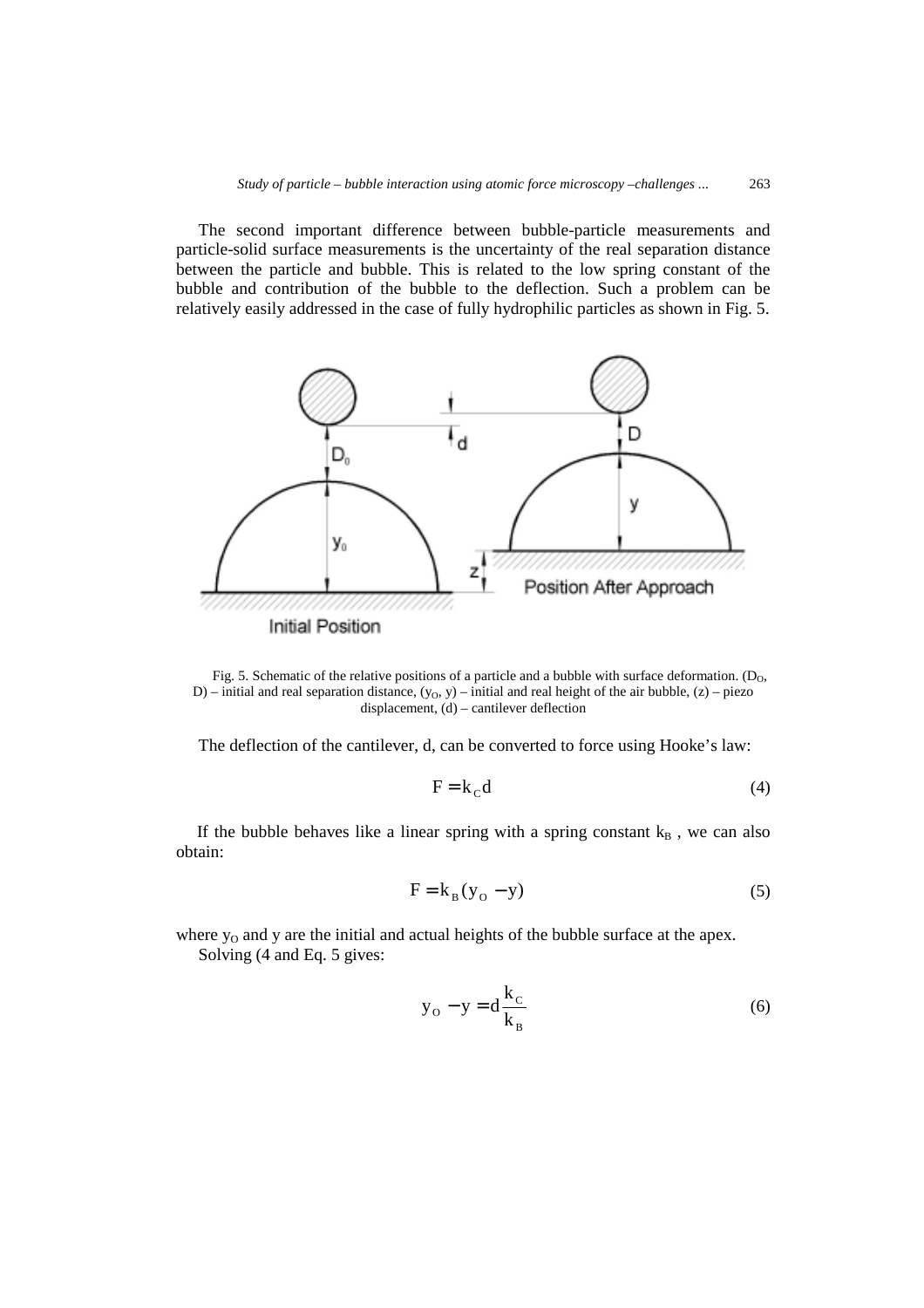The second important difference between bubble-particle measurements and particle-solid surface measurements is the uncertainty of the real separation distance between the particle and bubble. This is related to the low spring constant of the bubble and contribution of the bubble to the deflection. Such a problem can be relatively easily addressed in the case of fully hydrophilic particles as shown in Fig. 5.

Fig. 5. Schematic of the relative positions of a particle and a bubble with surface deformation. ($D_O$, D) – initial and real separation distance, ($y_O$, y) – initial and real height of the air bubble, (z) – piezo displacement, (d) – cantilever deflection

The deflection of the cantilever, d, can be converted to force using Hooke's law:

$$F = k_C d \tag{4}$$

If the bubble behaves like a linear spring with a spring constant $k_B$ , we can also obtain:

$$F = k_B (y_O - y) \tag{5}$$

where $y_O$ and y are the initial and actual heights of the bubble surface at the apex.

Solving (4 and Eq. 5 gives:

$$y_O - y = d \frac{k_C}{k_B} \tag{6}$$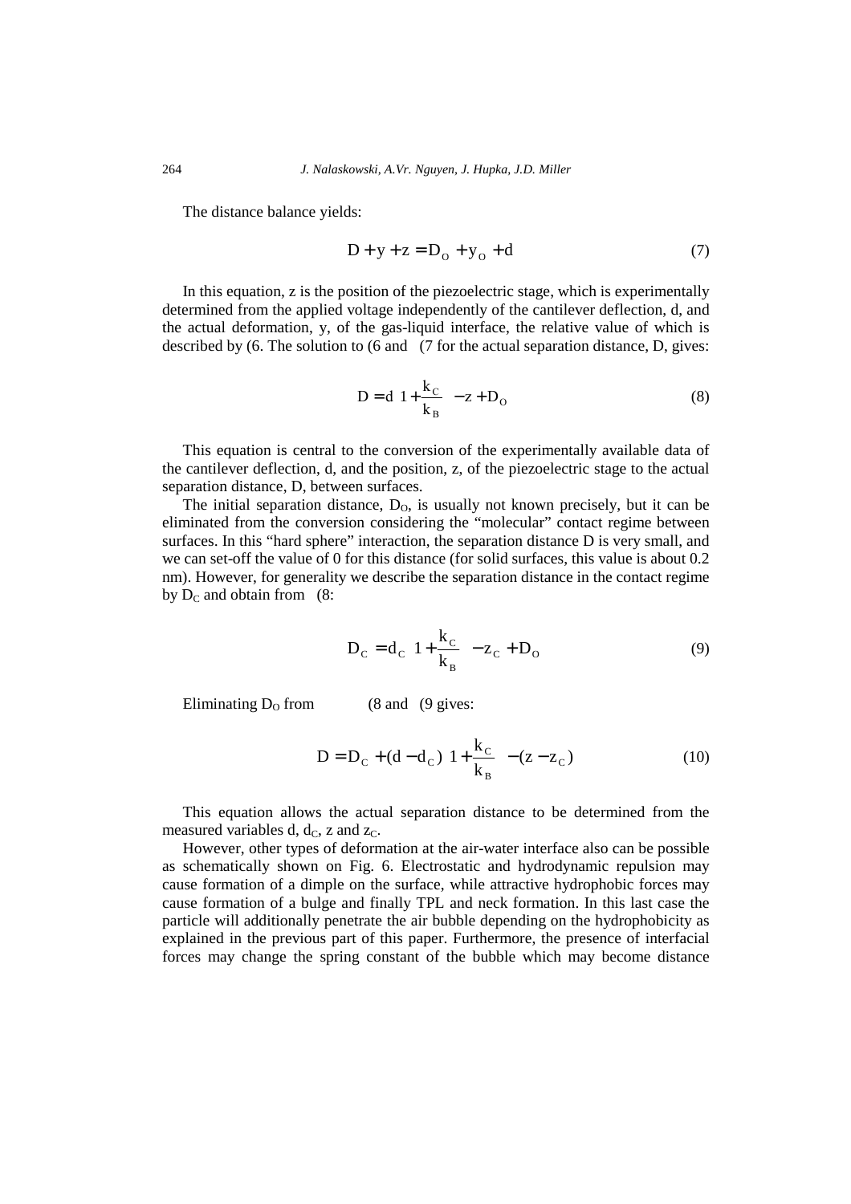The distance balance yields:

$$D + y + z = D_O + y_O + d \tag{7}$$

In this equation, z is the position of the piezoelectric stage, which is experimentally determined from the applied voltage independently of the cantilever deflection, d, and the actual deformation, y, of the gas-liquid interface, the relative value of which is described by (6. The solution to (6 and (7 for the actual separation distance, D, gives:

$$D = d\left(1 + \frac{k_C}{k_B}\right) - z + D_O \tag{8}$$

This equation is central to the conversion of the experimentally available data of the cantilever deflection, d, and the position, z, of the piezoelectric stage to the actual separation distance, D, between surfaces.

The initial separation distance, $D_O$, is usually not known precisely, but it can be eliminated from the conversion considering the "molecular" contact regime between surfaces. In this "hard sphere" interaction, the separation distance D is very small, and we can set-off the value of 0 for this distance (for solid surfaces, this value is about 0.2 nm). However, for generality we describe the separation distance in the contact regime by $D_C$ and obtain from (8:

$$D_C = d_C\left(1 + \frac{k_C}{k_B}\right) - z_C + D_O \tag{9}$$

Eliminating $D_O$ from (8 and (9 gives:

$$D = D_C + (d - d_C)\left(1 + \frac{k_C}{k_B}\right) - (z - z_C) \tag{10}$$

This equation allows the actual separation distance to be determined from the measured variables d, $d_C$, z and $z_C$.

However, other types of deformation at the air-water interface also can be possible as schematically shown on Fig. 6. Electrostatic and hydrodynamic repulsion may cause formation of a dimple on the surface, while attractive hydrophobic forces may cause formation of a bulge and finally TPL and neck formation. In this last case the particle will additionally penetrate the air bubble depending on the hydrophobicity as explained in the previous part of this paper. Furthermore, the presence of interfacial forces may change the spring constant of the bubble which may become distance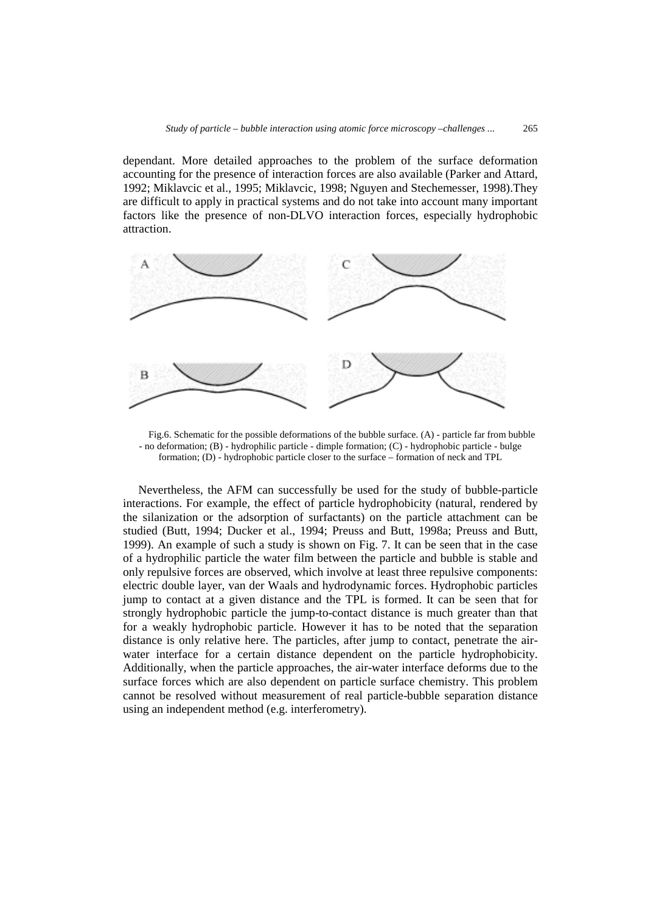dependant. More detailed approaches to the problem of the surface deformation accounting for the presence of interaction forces are also available (Parker and Attard, 1992; Miklavcic et al., 1995; Miklavcic, 1998; Nguyen and Stechemesser, 1998).They are difficult to apply in practical systems and do not take into account many important factors like the presence of non-DLVO interaction forces, especially hydrophobic attraction.

Fig.6. Schematic for the possible deformations of the bubble surface. (A) - particle far from bubble - no deformation; (B) - hydrophilic particle - dimple formation; (C) - hydrophobic particle - bulge formation; (D) - hydrophobic particle closer to the surface – formation of neck and TPL

Nevertheless, the AFM can successfully be used for the study of bubble-particle interactions. For example, the effect of particle hydrophobicity (natural, rendered by the silanization or the adsorption of surfactants) on the particle attachment can be studied (Butt, 1994; Ducker et al., 1994; Preuss and Butt, 1998a; Preuss and Butt, 1999). An example of such a study is shown on Fig. 7. It can be seen that in the case of a hydrophilic particle the water film between the particle and bubble is stable and only repulsive forces are observed, which involve at least three repulsive components: electric double layer, van der Waals and hydrodynamic forces. Hydrophobic particles jump to contact at a given distance and the TPL is formed. It can be seen that for strongly hydrophobic particle the jump-to-contact distance is much greater than that for a weakly hydrophobic particle. However it has to be noted that the separation distance is only relative here. The particles, after jump to contact, penetrate the air-water interface for a certain distance dependent on the particle hydrophobicity. Additionally, when the particle approaches, the air-water interface deforms due to the surface forces which are also dependent on particle surface chemistry. This problem cannot be resolved without measurement of real particle-bubble separation distance using an independent method (e.g. interferometry).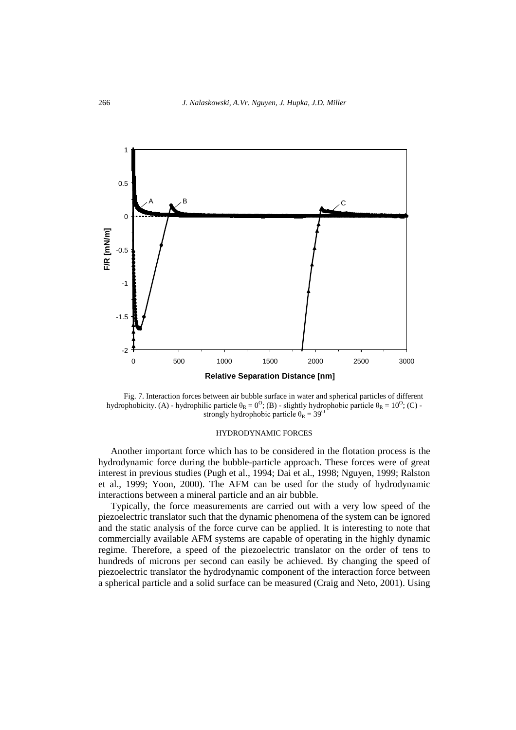Fig. 7. Interaction forces between air bubble surface in water and spherical particles of different hydrophobicity. (A) - hydrophilic particle $\theta_R = 0^O$; (B) - slightly hydrophobic particle $\theta_R = 10^O$; (C) - strongly hydrophobic particle $\theta_R = 39^O$

## HYDRODYNAMIC FORCES

Another important force which has to be considered in the flotation process is the hydrodynamic force during the bubble-particle approach. These forces were of great interest in previous studies (Pugh et al., 1994; Dai et al., 1998; Nguyen, 1999; Ralston et al., 1999; Yoon, 2000). The AFM can be used for the study of hydrodynamic interactions between a mineral particle and an air bubble.

Typically, the force measurements are carried out with a very low speed of the piezoelectric translator such that the dynamic phenomena of the system can be ignored and the static analysis of the force curve can be applied. It is interesting to note that commercially available AFM systems are capable of operating in the highly dynamic regime. Therefore, a speed of the piezoelectric translator on the order of tens to hundreds of microns per second can easily be achieved. By changing the speed of piezoelectric translator the hydrodynamic component of the interaction force between a spherical particle and a solid surface can be measured (Craig and Neto, 2001). Using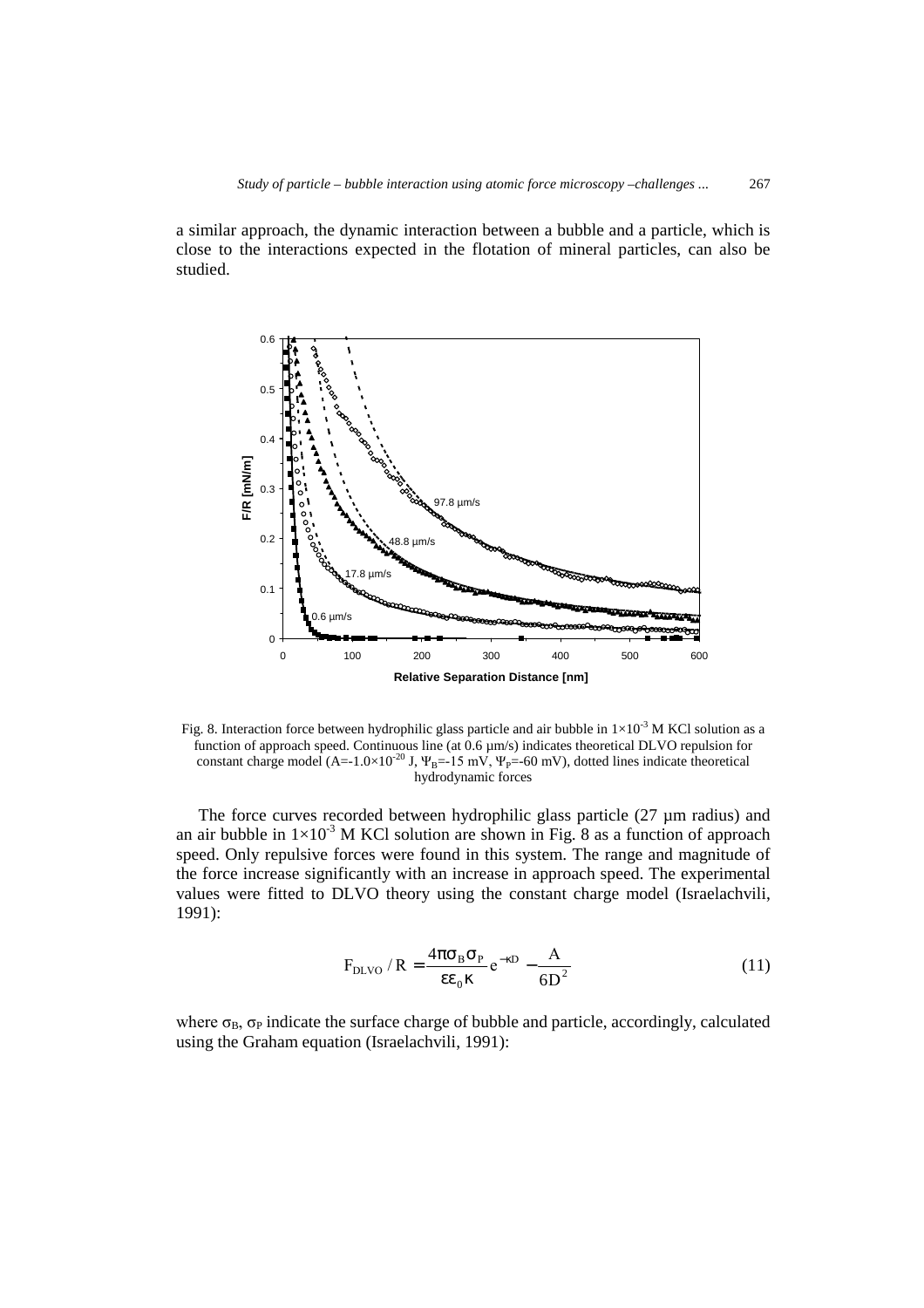a similar approach, the dynamic interaction between a bubble and a particle, which is close to the interactions expected in the flotation of mineral particles, can also be studied.

Fig. 8. Interaction force between hydrophilic glass particle and air bubble in $1\times10^{-3}$ M KCl solution as a function of approach speed. Continuous line (at 0.6 µm/s) indicates theoretical DLVO repulsion for constant charge model ($A=-1.0\times10^{-20}$ J, $\Psi_B=-15$ mV, $\Psi_P=-60$ mV), dotted lines indicate theoretical hydrodynamic forces

The force curves recorded between hydrophilic glass particle (27 µm radius) and an air bubble in $1\times10^{-3}$ M KCl solution are shown in Fig. 8 as a function of approach speed. Only repulsive forces were found in this system. The range and magnitude of the force increase significantly with an increase in approach speed. The experimental values were fitted to DLVO theory using the constant charge model (Israelachvili, 1991):

$$F_{DLVO} / R = \frac{4\pi\sigma_B\sigma_P}{\varepsilon\varepsilon_0\kappa} e^{-\kappa D} - \frac{A}{6D^2} \tag{11}$$

where $\sigma_B$, $\sigma_P$ indicate the surface charge of bubble and particle, accordingly, calculated using the Graham equation (Israelachvili, 1991):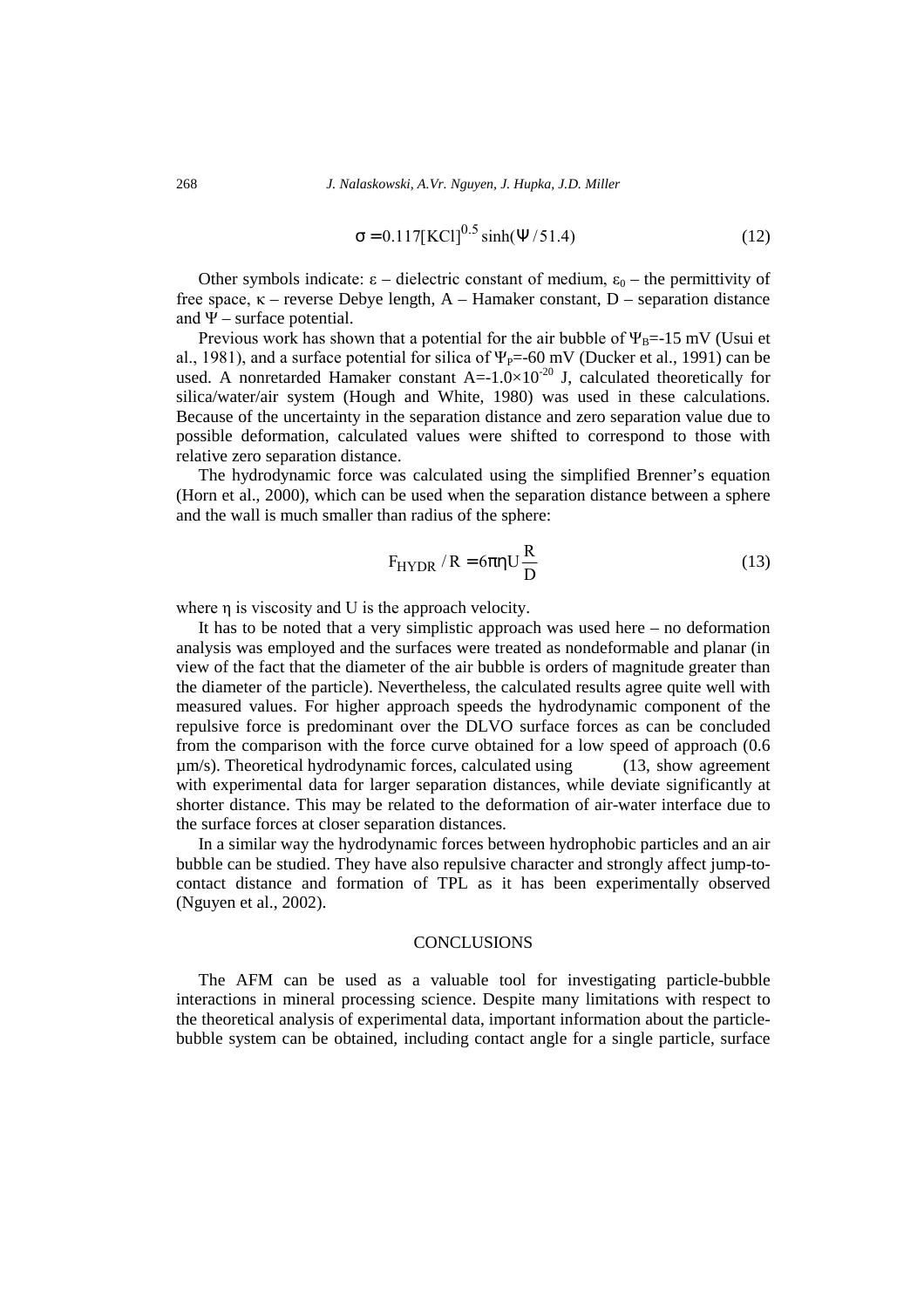$$\sigma = 0.117[\text{KCl}]^{0.5} \sinh(\Psi / 51.4) \tag{12}$$

Other symbols indicate: $\varepsilon$ – dielectric constant of medium, $\varepsilon_0$ – the permittivity of free space, $\kappa$ – reverse Debye length, A – Hamaker constant, D – separation distance and $\Psi$ – surface potential.

Previous work has shown that a potential for the air bubble of $\Psi_B$=-15 mV (Usui et al., 1981), and a surface potential for silica of $\Psi_P$=-60 mV (Ducker et al., 1991) can be used. A nonretarded Hamaker constant $A=-1.0\times10^{-20}$ J, calculated theoretically for silica/water/air system (Hough and White, 1980) was used in these calculations. Because of the uncertainty in the separation distance and zero separation value due to possible deformation, calculated values were shifted to correspond to those with relative zero separation distance.

The hydrodynamic force was calculated using the simplified Brenner's equation (Horn et al., 2000), which can be used when the separation distance between a sphere and the wall is much smaller than radius of the sphere:

$$F_{HYDR} / R = 6\pi\eta U \frac{R}{D} \tag{13}$$

where $\eta$ is viscosity and U is the approach velocity.

It has to be noted that a very simplistic approach was used here – no deformation analysis was employed and the surfaces were treated as nondeformable and planar (in view of the fact that the diameter of the air bubble is orders of magnitude greater than the diameter of the particle). Nevertheless, the calculated results agree quite well with measured values. For higher approach speeds the hydrodynamic component of the repulsive force is predominant over the DLVO surface forces as can be concluded from the comparison with the force curve obtained for a low speed of approach (0.6 µm/s). Theoretical hydrodynamic forces, calculated using (13, show agreement with experimental data for larger separation distances, while deviate significantly at shorter distance. This may be related to the deformation of air-water interface due to the surface forces at closer separation distances.

In a similar way the hydrodynamic forces between hydrophobic particles and an air bubble can be studied. They have also repulsive character and strongly affect jump-to-contact distance and formation of TPL as it has been experimentally observed (Nguyen et al., 2002).

## CONCLUSIONS

The AFM can be used as a valuable tool for investigating particle-bubble interactions in mineral processing science. Despite many limitations with respect to the theoretical analysis of experimental data, important information about the particle-bubble system can be obtained, including contact angle for a single particle, surface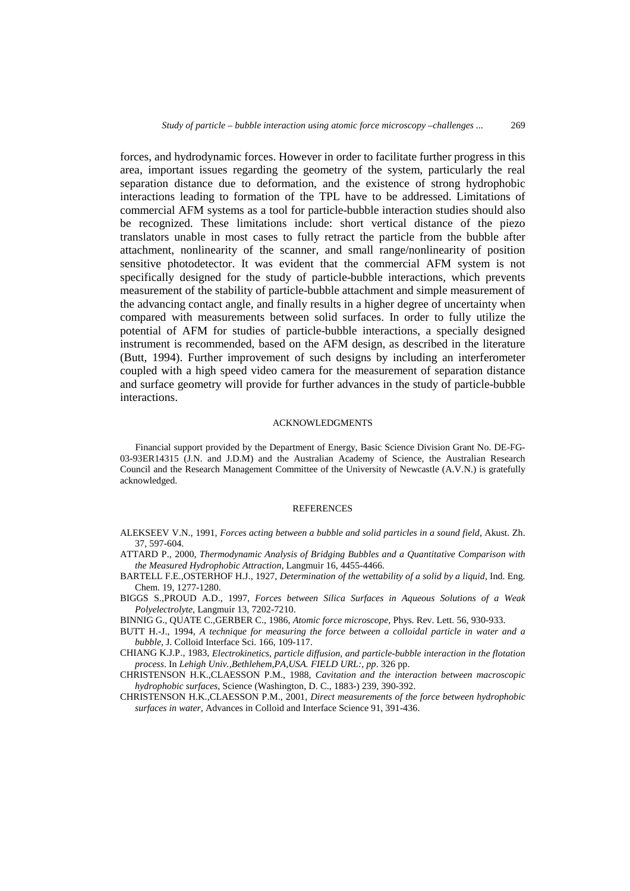forces, and hydrodynamic forces. However in order to facilitate further progress in this area, important issues regarding the geometry of the system, particularly the real separation distance due to deformation, and the existence of strong hydrophobic interactions leading to formation of the TPL have to be addressed. Limitations of commercial AFM systems as a tool for particle-bubble interaction studies should also be recognized. These limitations include: short vertical distance of the piezo translators unable in most cases to fully retract the particle from the bubble after attachment, nonlinearity of the scanner, and small range/nonlinearity of position sensitive photodetector. It was evident that the commercial AFM system is not specifically designed for the study of particle-bubble interactions, which prevents measurement of the stability of particle-bubble attachment and simple measurement of the advancing contact angle, and finally results in a higher degree of uncertainty when compared with measurements between solid surfaces. In order to fully utilize the potential of AFM for studies of particle-bubble interactions, a specially designed instrument is recommended, based on the AFM design, as described in the literature (Butt, 1994). Further improvement of such designs by including an interferometer coupled with a high speed video camera for the measurement of separation distance and surface geometry will provide for further advances in the study of particle-bubble interactions.

## ACKNOWLEDGMENTS

Financial support provided by the Department of Energy, Basic Science Division Grant No. DE-FG-03-93ER14315 (J.N. and J.D.M) and the Australian Academy of Science, the Australian Research Council and the Research Management Committee of the University of Newcastle (A.V.N.) is gratefully acknowledged.

## REFERENCES

ALEKSEEV V.N., 1991, *Forces acting between a bubble and solid particles in a sound field*, Akust. Zh. 37, 597-604.

ATTARD P., 2000, *Thermodynamic Analysis of Bridging Bubbles and a Quantitative Comparison with the Measured Hydrophobic Attraction*, Langmuir 16, 4455-4466.

BARTELL F.E.,OSTERHOF H.J., 1927, *Determination of the wettability of a solid by a liquid*, Ind. Eng. Chem. 19, 1277-1280.

BIGGS S.,PROUD A.D., 1997, *Forces between Silica Surfaces in Aqueous Solutions of a Weak Polyelectrolyte*, Langmuir 13, 7202-7210.

BINNIG G., QUATE C.,GERBER C., 1986, *Atomic force microscope*, Phys. Rev. Lett. 56, 930-933.

BUTT H.-J., 1994, *A technique for measuring the force between a colloidal particle in water and a bubble*, J. Colloid Interface Sci. 166, 109-117.

CHIANG K.J.P., 1983, *Electrokinetics, particle diffusion, and particle-bubble interaction in the flotation process*. In *Lehigh Univ.,Bethlehem,PA,USA. FIELD URL:, pp*. 326 pp.

CHRISTENSON H.K.,CLAESSON P.M., 1988, *Cavitation and the interaction between macroscopic hydrophobic surfaces*, Science (Washington, D. C., 1883-) 239, 390-392.

CHRISTENSON H.K.,CLAESSON P.M., 2001, *Direct measurements of the force between hydrophobic surfaces in water*, Advances in Colloid and Interface Science 91, 391-436.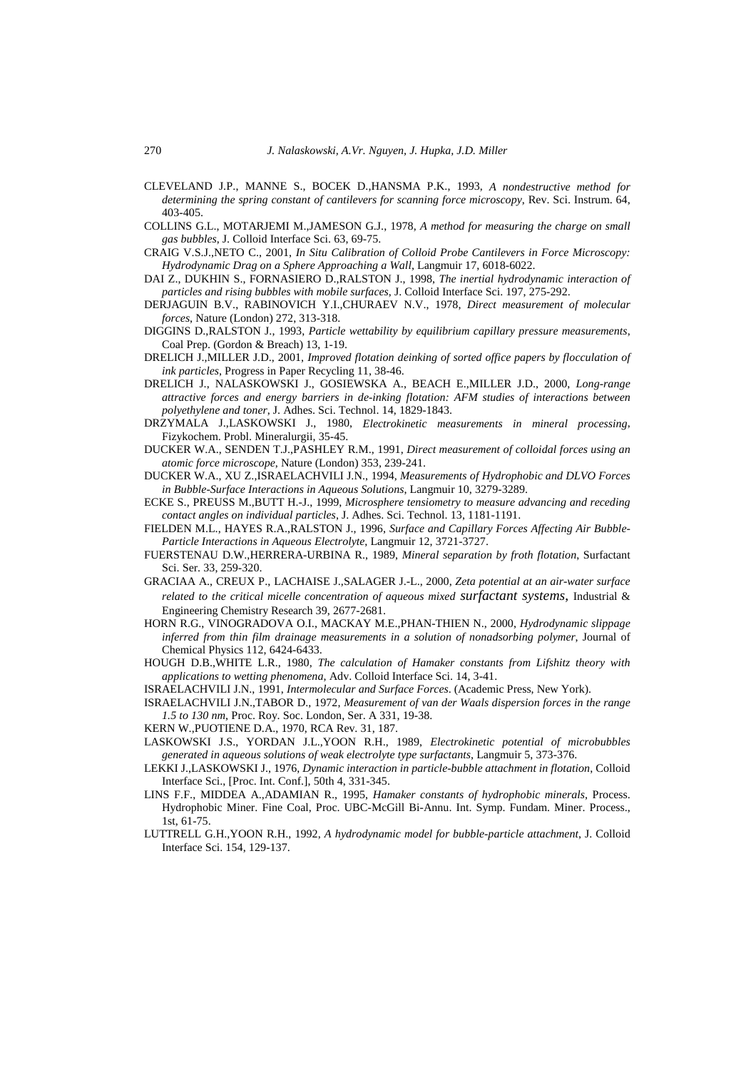CLEVELAND J.P., MANNE S., BOCEK D.,HANSMA P.K., 1993, *A nondestructive method for determining the spring constant of cantilevers for scanning force microscopy*, Rev. Sci. Instrum. 64, 403-405.

COLLINS G.L., MOTARJEMI M.,JAMESON G.J., 1978, *A method for measuring the charge on small gas bubbles*, J. Colloid Interface Sci. 63, 69-75.

CRAIG V.S.J.,NETO C., 2001, *In Situ Calibration of Colloid Probe Cantilevers in Force Microscopy: Hydrodynamic Drag on a Sphere Approaching a Wall*, Langmuir 17, 6018-6022.

DAI Z., DUKHIN S., FORNASIERO D.,RALSTON J., 1998, *The inertial hydrodynamic interaction of particles and rising bubbles with mobile surfaces*, J. Colloid Interface Sci. 197, 275-292.

DERJAGUIN B.V., RABINOVICH Y.I.,CHURAEV N.V., 1978, *Direct measurement of molecular forces*, Nature (London) 272, 313-318.

DIGGINS D.,RALSTON J., 1993, *Particle wettability by equilibrium capillary pressure measurements*, Coal Prep. (Gordon & Breach) 13, 1-19.

DRELICH J.,MILLER J.D., 2001, *Improved flotation deinking of sorted office papers by flocculation of ink particles*, Progress in Paper Recycling 11, 38-46.

DRELICH J., NALASKOWSKI J., GOSIEWSKA A., BEACH E.,MILLER J.D., 2000, *Long-range attractive forces and energy barriers in de-inking flotation: AFM studies of interactions between polyethylene and toner*, J. Adhes. Sci. Technol. 14, 1829-1843.

DRZYMALA J.,LASKOWSKI J., 1980, *Electrokinetic measurements in mineral processing*, Fizykochem. Probl. Mineralurgii, 35-45.

DUCKER W.A., SENDEN T.J.,PASHLEY R.M., 1991, *Direct measurement of colloidal forces using an atomic force microscope*, Nature (London) 353, 239-241.

DUCKER W.A., XU Z.,ISRAELACHVILI J.N., 1994, *Measurements of Hydrophobic and DLVO Forces in Bubble-Surface Interactions in Aqueous Solutions*, Langmuir 10, 3279-3289.

ECKE S., PREUSS M.,BUTT H.-J., 1999, *Microsphere tensiometry to measure advancing and receding contact angles on individual particles*, J. Adhes. Sci. Technol. 13, 1181-1191.

FIELDEN M.L., HAYES R.A.,RALSTON J., 1996, *Surface and Capillary Forces Affecting Air Bubble-Particle Interactions in Aqueous Electrolyte*, Langmuir 12, 3721-3727.

FUERSTENAU D.W.,HERRERA-URBINA R., 1989, *Mineral separation by froth flotation*, Surfactant Sci. Ser. 33, 259-320.

GRACIAA A., CREUX P., LACHAISE J.,SALAGER J.-L., 2000, *Zeta potential at an air-water surface related to the critical micelle concentration of aqueous mixed surfactant systems*, Industrial & Engineering Chemistry Research 39, 2677-2681.

HORN R.G., VINOGRADOVA O.I., MACKAY M.E.,PHAN-THIEN N., 2000, *Hydrodynamic slippage inferred from thin film drainage measurements in a solution of nonadsorbing polymer*, Journal of Chemical Physics 112, 6424-6433.

HOUGH D.B.,WHITE L.R., 1980, *The calculation of Hamaker constants from Lifshitz theory with applications to wetting phenomena*, Adv. Colloid Interface Sci. 14, 3-41.

ISRAELACHVILI J.N., 1991, *Intermolecular and Surface Forces*. (Academic Press, New York).

ISRAELACHVILI J.N.,TABOR D., 1972, *Measurement of van der Waals dispersion forces in the range 1.5 to 130 nm*, Proc. Roy. Soc. London, Ser. A 331, 19-38.

KERN W.,PUOTIENE D.A., 1970, RCA Rev. 31, 187.

LASKOWSKI J.S., YORDAN J.L.,YOON R.H., 1989, *Electrokinetic potential of microbubbles generated in aqueous solutions of weak electrolyte type surfactants*, Langmuir 5, 373-376.

LEKKI J.,LASKOWSKI J., 1976, *Dynamic interaction in particle-bubble attachment in flotation*, Colloid Interface Sci., [Proc. Int. Conf.], 50th 4, 331-345.

LINS F.F., MIDDEA A.,ADAMIAN R., 1995, *Hamaker constants of hydrophobic minerals*, Process. Hydrophobic Miner. Fine Coal, Proc. UBC-McGill Bi-Annu. Int. Symp. Fundam. Miner. Process., 1st, 61-75.

LUTTRELL G.H.,YOON R.H., 1992, *A hydrodynamic model for bubble-particle attachment*, J. Colloid Interface Sci. 154, 129-137.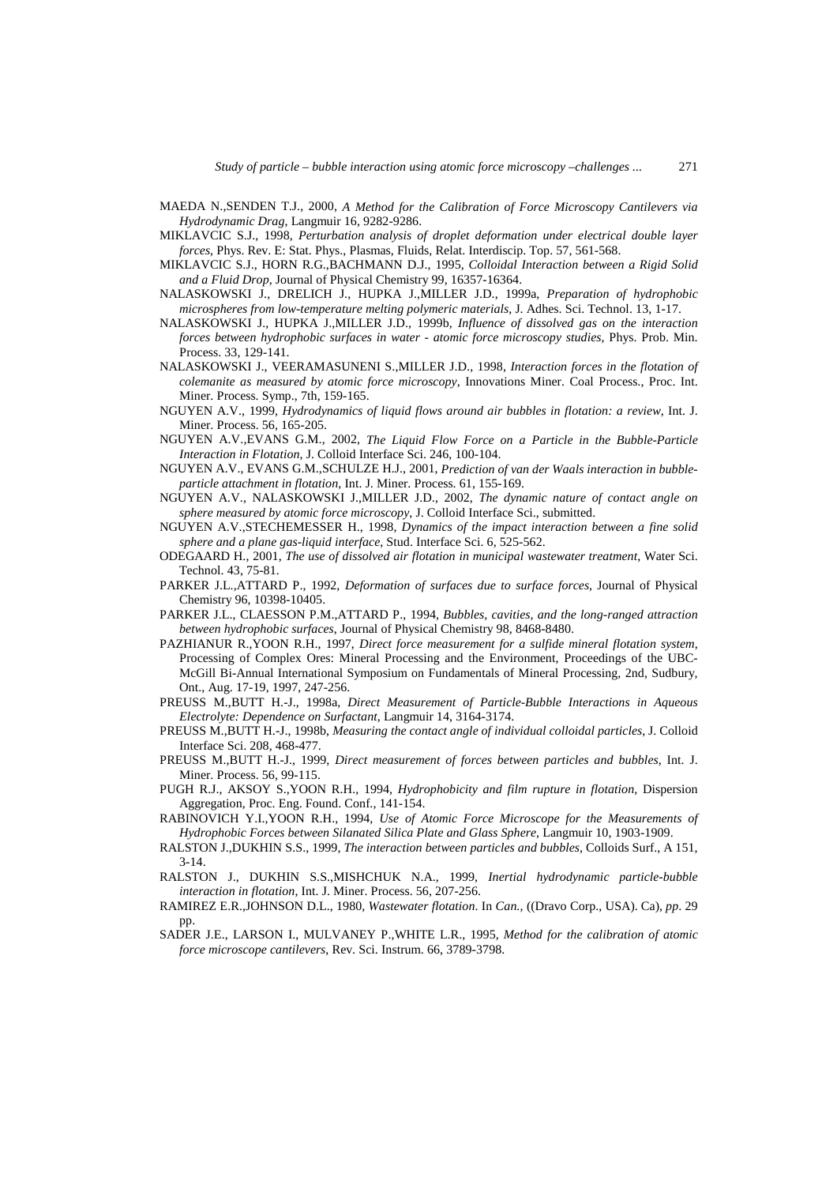MAEDA N.,SENDEN T.J., 2000, *A Method for the Calibration of Force Microscopy Cantilevers via Hydrodynamic Drag*, Langmuir 16, 9282-9286.

MIKLAVCIC S.J., 1998, *Perturbation analysis of droplet deformation under electrical double layer forces*, Phys. Rev. E: Stat. Phys., Plasmas, Fluids, Relat. Interdiscip. Top. 57, 561-568.

MIKLAVCIC S.J., HORN R.G.,BACHMANN D.J., 1995, *Colloidal Interaction between a Rigid Solid and a Fluid Drop*, Journal of Physical Chemistry 99, 16357-16364.

NALASKOWSKI J., DRELICH J., HUPKA J.,MILLER J.D., 1999a, *Preparation of hydrophobic microspheres from low-temperature melting polymeric materials*, J. Adhes. Sci. Technol. 13, 1-17.

NALASKOWSKI J., HUPKA J.,MILLER J.D., 1999b, *Influence of dissolved gas on the interaction forces between hydrophobic surfaces in water - atomic force microscopy studies*, Phys. Prob. Min. Process. 33, 129-141.

NALASKOWSKI J., VEERAMASUNENI S.,MILLER J.D., 1998, *Interaction forces in the flotation of colemanite as measured by atomic force microscopy*, Innovations Miner. Coal Process., Proc. Int. Miner. Process. Symp., 7th, 159-165.

NGUYEN A.V., 1999, *Hydrodynamics of liquid flows around air bubbles in flotation: a review*, Int. J. Miner. Process. 56, 165-205.

NGUYEN A.V.,EVANS G.M., 2002, *The Liquid Flow Force on a Particle in the Bubble-Particle Interaction in Flotation*, J. Colloid Interface Sci. 246, 100-104.

NGUYEN A.V., EVANS G.M.,SCHULZE H.J., 2001, *Prediction of van der Waals interaction in bubble-particle attachment in flotation*, Int. J. Miner. Process. 61, 155-169.

NGUYEN A.V., NALASKOWSKI J.,MILLER J.D., 2002, *The dynamic nature of contact angle on sphere measured by atomic force microscopy*, J. Colloid Interface Sci., submitted.

NGUYEN A.V.,STECHEMESSER H., 1998, *Dynamics of the impact interaction between a fine solid sphere and a plane gas-liquid interface*, Stud. Interface Sci. 6, 525-562.

ODEGAARD H., 2001, *The use of dissolved air flotation in municipal wastewater treatment*, Water Sci. Technol. 43, 75-81.

PARKER J.L.,ATTARD P., 1992, *Deformation of surfaces due to surface forces*, Journal of Physical Chemistry 96, 10398-10405.

PARKER J.L., CLAESSON P.M.,ATTARD P., 1994, *Bubbles, cavities, and the long-ranged attraction between hydrophobic surfaces*, Journal of Physical Chemistry 98, 8468-8480.

PAZHIANUR R.,YOON R.H., 1997, *Direct force measurement for a sulfide mineral flotation system*, Processing of Complex Ores: Mineral Processing and the Environment, Proceedings of the UBC-McGill Bi-Annual International Symposium on Fundamentals of Mineral Processing, 2nd, Sudbury, Ont., Aug. 17-19, 1997, 247-256.

PREUSS M.,BUTT H.-J., 1998a, *Direct Measurement of Particle-Bubble Interactions in Aqueous Electrolyte: Dependence on Surfactant*, Langmuir 14, 3164-3174.

PREUSS M.,BUTT H.-J., 1998b, *Measuring the contact angle of individual colloidal particles*, J. Colloid Interface Sci. 208, 468-477.

PREUSS M.,BUTT H.-J., 1999, *Direct measurement of forces between particles and bubbles*, Int. J. Miner. Process. 56, 99-115.

PUGH R.J., AKSOY S.,YOON R.H., 1994, *Hydrophobicity and film rupture in flotation*, Dispersion Aggregation, Proc. Eng. Found. Conf., 141-154.

RABINOVICH Y.I.,YOON R.H., 1994, *Use of Atomic Force Microscope for the Measurements of Hydrophobic Forces between Silanated Silica Plate and Glass Sphere*, Langmuir 10, 1903-1909.

RALSTON J.,DUKHIN S.S., 1999, *The interaction between particles and bubbles*, Colloids Surf., A 151, 3-14.

RALSTON J., DUKHIN S.S.,MISHCHUK N.A., 1999, *Inertial hydrodynamic particle-bubble interaction in flotation*, Int. J. Miner. Process. 56, 207-256.

RAMIREZ E.R.,JOHNSON D.L., 1980, *Wastewater flotation*. In *Can.*, ((Dravo Corp., USA). Ca), *pp*. 29 pp.

SADER J.E., LARSON I., MULVANEY P.,WHITE L.R., 1995, *Method for the calibration of atomic force microscope cantilevers*, Rev. Sci. Instrum. 66, 3789-3798.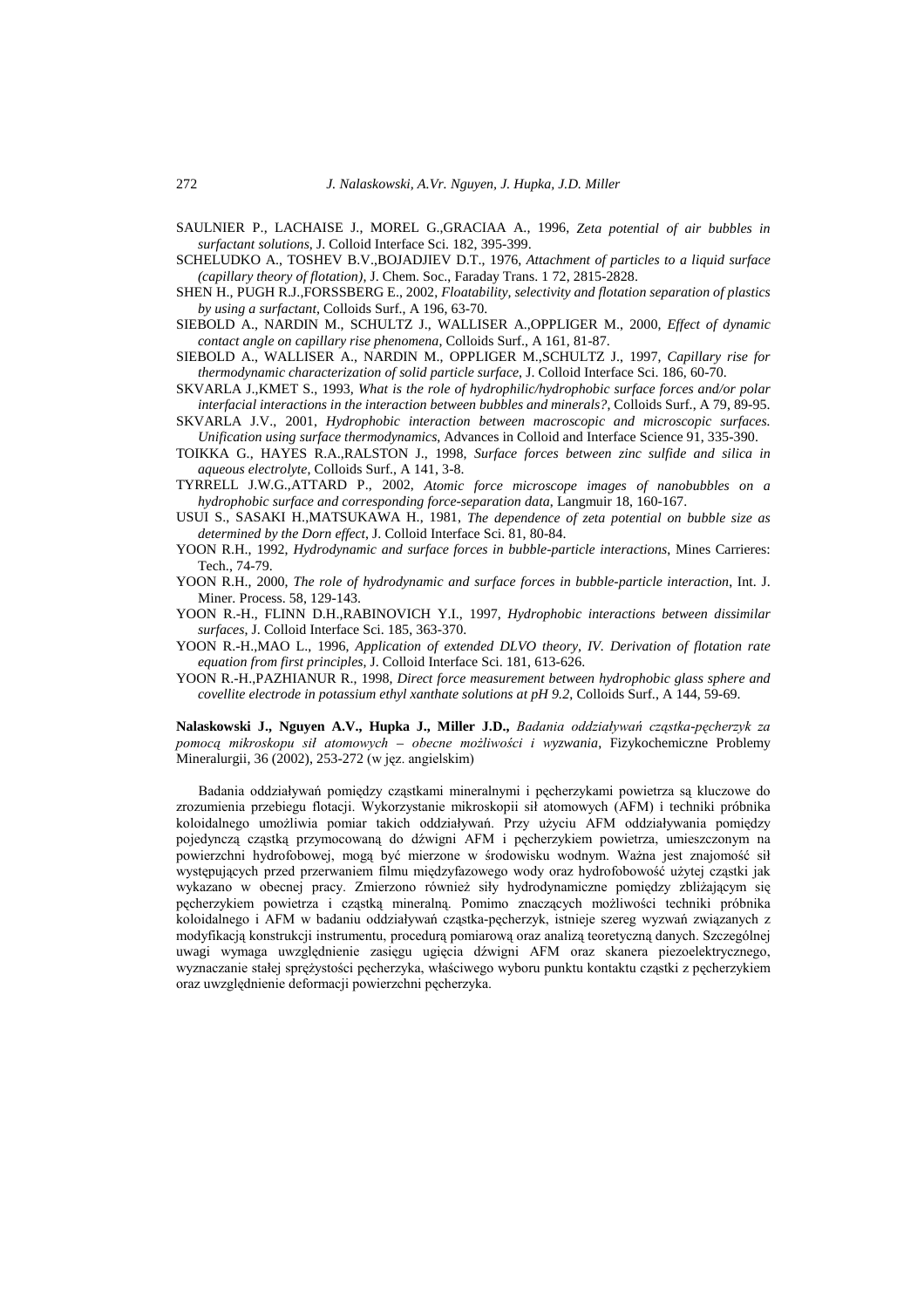SAULNIER P., LACHAISE J., MOREL G.,GRACIAA A., 1996, *Zeta potential of air bubbles in surfactant solutions*, J. Colloid Interface Sci. 182, 395-399.

SCHELUDKO A., TOSHEV B.V.,BOJADJIEV D.T., 1976, *Attachment of particles to a liquid surface (capillary theory of flotation)*, J. Chem. Soc., Faraday Trans. 1 72, 2815-2828.

SHEN H., PUGH R.J.,FORSSBERG E., 2002, *Floatability, selectivity and flotation separation of plastics by using a surfactant*, Colloids Surf., A 196, 63-70.

SIEBOLD A., NARDIN M., SCHULTZ J., WALLISER A.,OPPLIGER M., 2000, *Effect of dynamic contact angle on capillary rise phenomena*, Colloids Surf., A 161, 81-87.

SIEBOLD A., WALLISER A., NARDIN M., OPPLIGER M.,SCHULTZ J., 1997, *Capillary rise for thermodynamic characterization of solid particle surface*, J. Colloid Interface Sci. 186, 60-70.

SKVARLA J.,KMET S., 1993, *What is the role of hydrophilic/hydrophobic surface forces and/or polar interfacial interactions in the interaction between bubbles and minerals?*, Colloids Surf., A 79, 89-95.

SKVARLA J.V., 2001, *Hydrophobic interaction between macroscopic and microscopic surfaces. Unification using surface thermodynamics*, Advances in Colloid and Interface Science 91, 335-390.

TOIKKA G., HAYES R.A.,RALSTON J., 1998, *Surface forces between zinc sulfide and silica in aqueous electrolyte*, Colloids Surf., A 141, 3-8.

TYRRELL J.W.G.,ATTARD P., 2002, *Atomic force microscope images of nanobubbles on a hydrophobic surface and corresponding force-separation data*, Langmuir 18, 160-167.

USUI S., SASAKI H.,MATSUKAWA H., 1981, *The dependence of zeta potential on bubble size as determined by the Dorn effect*, J. Colloid Interface Sci. 81, 80-84.

YOON R.H., 1992, *Hydrodynamic and surface forces in bubble-particle interactions*, Mines Carrieres: Tech., 74-79.

YOON R.H., 2000, *The role of hydrodynamic and surface forces in bubble-particle interaction*, Int. J. Miner. Process. 58, 129-143.

YOON R.-H., FLINN D.H.,RABINOVICH Y.I., 1997, *Hydrophobic interactions between dissimilar surfaces*, J. Colloid Interface Sci. 185, 363-370.

YOON R.-H.,MAO L., 1996, *Application of extended DLVO theory, IV. Derivation of flotation rate equation from first principles*, J. Colloid Interface Sci. 181, 613-626.

YOON R.-H.,PAZHIANUR R., 1998, *Direct force measurement between hydrophobic glass sphere and covellite electrode in potassium ethyl xanthate solutions at pH 9.2*, Colloids Surf., A 144, 59-69.

**Nalaskowski J., Nguyen A.V., Hupka J., Miller J.D.,** *Badania oddziaływań cząstka-pęcherzyk za pomocą mikroskopu sił atomowych – obecne możliwości i wyzwania*, Fizykochemiczne Problemy Mineralurgii, 36 (2002), 253-272 (w jęz. angielskim)

Badania oddziaływań pomiędzy cząstkami mineralnymi i pęcherzykami powietrza są kluczowe do zrozumienia przebiegu flotacji. Wykorzystanie mikroskopii sił atomowych (AFM) i techniki próbnika koloidalnego umożliwia pomiar takich oddziaływań. Przy użyciu AFM oddziaływania pomiędzy pojedynczą cząstką przymocowaną do dźwigni AFM i pęcherzykiem powietrza, umieszczonym na powierzchni hydrofobowej, mogą być mierzone w środowisku wodnym. Ważna jest znajomość sił występujących przed przerwaniem filmu międzyfazowego wody oraz hydrofobowość użytej cząstki jak wykazano w obecnej pracy. Zmierzono również siły hydrodynamiczne pomiędzy zbliżającym się pęcherzykiem powietrza i cząstką mineralną. Pomimo znaczących możliwości techniki próbnika koloidalnego i AFM w badaniu oddziaływań cząstka-pęcherzyk, istnieje szereg wyzwań związanych z modyfikacją konstrukcji instrumentu, procedurą pomiarową oraz analizą teoretyczną danych. Szczególnej uwagi wymaga uwzględnienie zasięgu ugięcia dźwigni AFM oraz skanera piezoelektrycznego, wyznaczanie stałej sprężystości pęcherzyka, właściwego wyboru punktu kontaktu cząstki z pęcherzykiem oraz uwzględnienie deformacji powierzchni pęcherzyka.